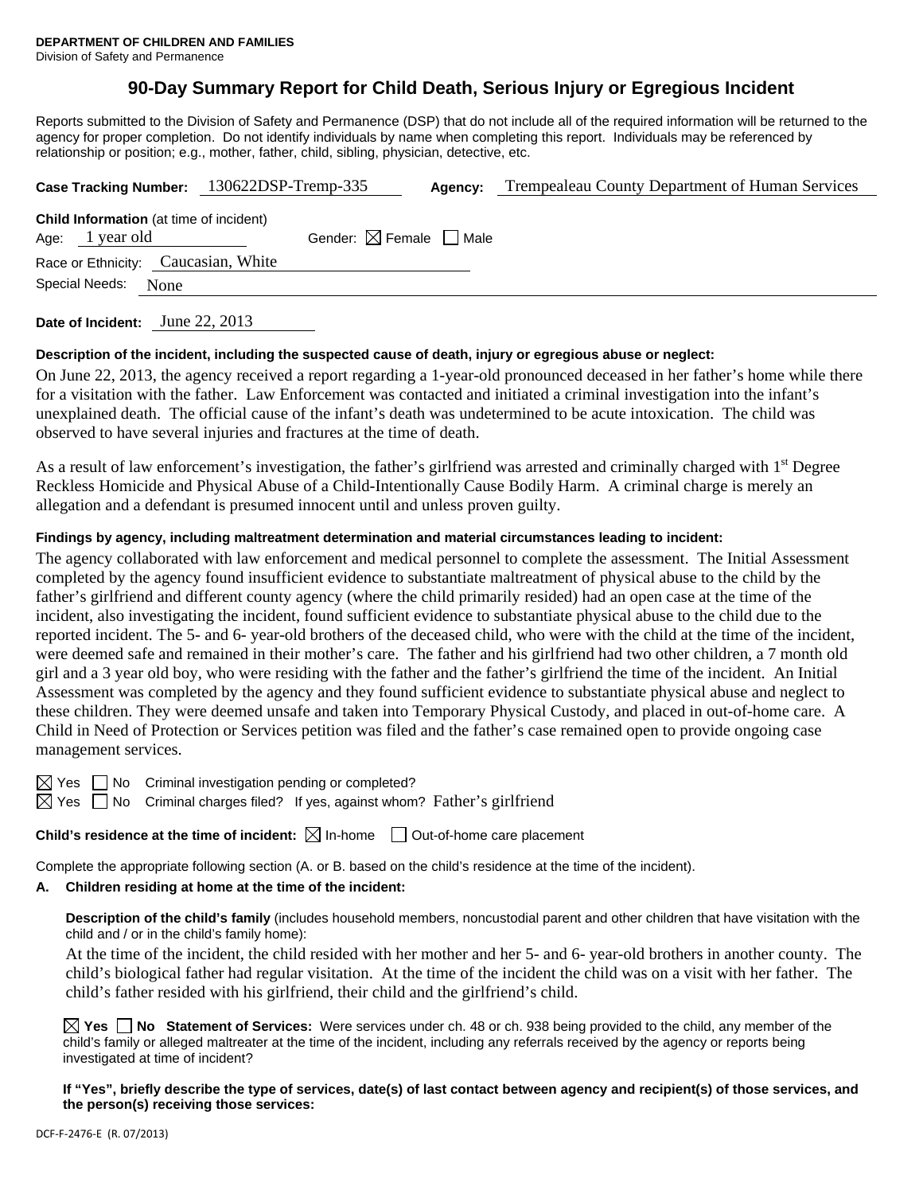**DEPARTMENT OF CHILDREN AND FAMILIES**
Division of Safety and Permanence

# 90-Day Summary Report for Child Death, Serious Injury or Egregious Incident

Reports submitted to the Division of Safety and Permanence (DSP) that do not include all of the required information will be returned to the agency for proper completion. Do not identify individuals by name when completing this report. Individuals may be referenced by relationship or position; e.g., mother, father, child, sibling, physician, detective, etc.

**Case Tracking Number:** 130622DSP-Tremp-335 **Agency:** Trempealeau County Department of Human Services

**Child Information** (at time of incident)
Age: 1 year old Gender: ☒ Female ☐ Male
Race or Ethnicity: Caucasian, White
Special Needs: None

**Date of Incident:** June 22, 2013

**Description of the incident, including the suspected cause of death, injury or egregious abuse or neglect:**

On June 22, 2013, the agency received a report regarding a 1-year-old pronounced deceased in her father's home while there for a visitation with the father. Law Enforcement was contacted and initiated a criminal investigation into the infant's unexplained death. The official cause of the infant's death was undetermined to be acute intoxication. The child was observed to have several injuries and fractures at the time of death.

As a result of law enforcement's investigation, the father's girlfriend was arrested and criminally charged with 1st Degree Reckless Homicide and Physical Abuse of a Child-Intentionally Cause Bodily Harm. A criminal charge is merely an allegation and a defendant is presumed innocent until and unless proven guilty.

**Findings by agency, including maltreatment determination and material circumstances leading to incident:**

The agency collaborated with law enforcement and medical personnel to complete the assessment. The Initial Assessment completed by the agency found insufficient evidence to substantiate maltreatment of physical abuse to the child by the father's girlfriend and different county agency (where the child primarily resided) had an open case at the time of the incident, also investigating the incident, found sufficient evidence to substantiate physical abuse to the child due to the reported incident. The 5- and 6- year-old brothers of the deceased child, who were with the child at the time of the incident, were deemed safe and remained in their mother's care. The father and his girlfriend had two other children, a 7 month old girl and a 3 year old boy, who were residing with the father and the father's girlfriend the time of the incident. An Initial Assessment was completed by the agency and they found sufficient evidence to substantiate physical abuse and neglect to these children. They were deemed unsafe and taken into Temporary Physical Custody, and placed in out-of-home care. A Child in Need of Protection or Services petition was filed and the father's case remained open to provide ongoing case management services.

☒ Yes ☐ No Criminal investigation pending or completed?
☒ Yes ☐ No Criminal charges filed? If yes, against whom? Father's girlfriend

**Child's residence at the time of incident:** ☒ In-home ☐ Out-of-home care placement

Complete the appropriate following section (A. or B. based on the child's residence at the time of the incident).

**A. Children residing at home at the time of the incident:**

**Description of the child's family** (includes household members, noncustodial parent and other children that have visitation with the child and / or in the child's family home):

At the time of the incident, the child resided with her mother and her 5- and 6- year-old brothers in another county. The child's biological father had regular visitation. At the time of the incident the child was on a visit with her father. The child's father resided with his girlfriend, their child and the girlfriend's child.

☒ **Yes** ☐ **No Statement of Services:** Were services under ch. 48 or ch. 938 being provided to the child, any member of the child's family or alleged maltreater at the time of the incident, including any referrals received by the agency or reports being investigated at time of incident?

**If "Yes", briefly describe the type of services, date(s) of last contact between agency and recipient(s) of those services, and the person(s) receiving those services:**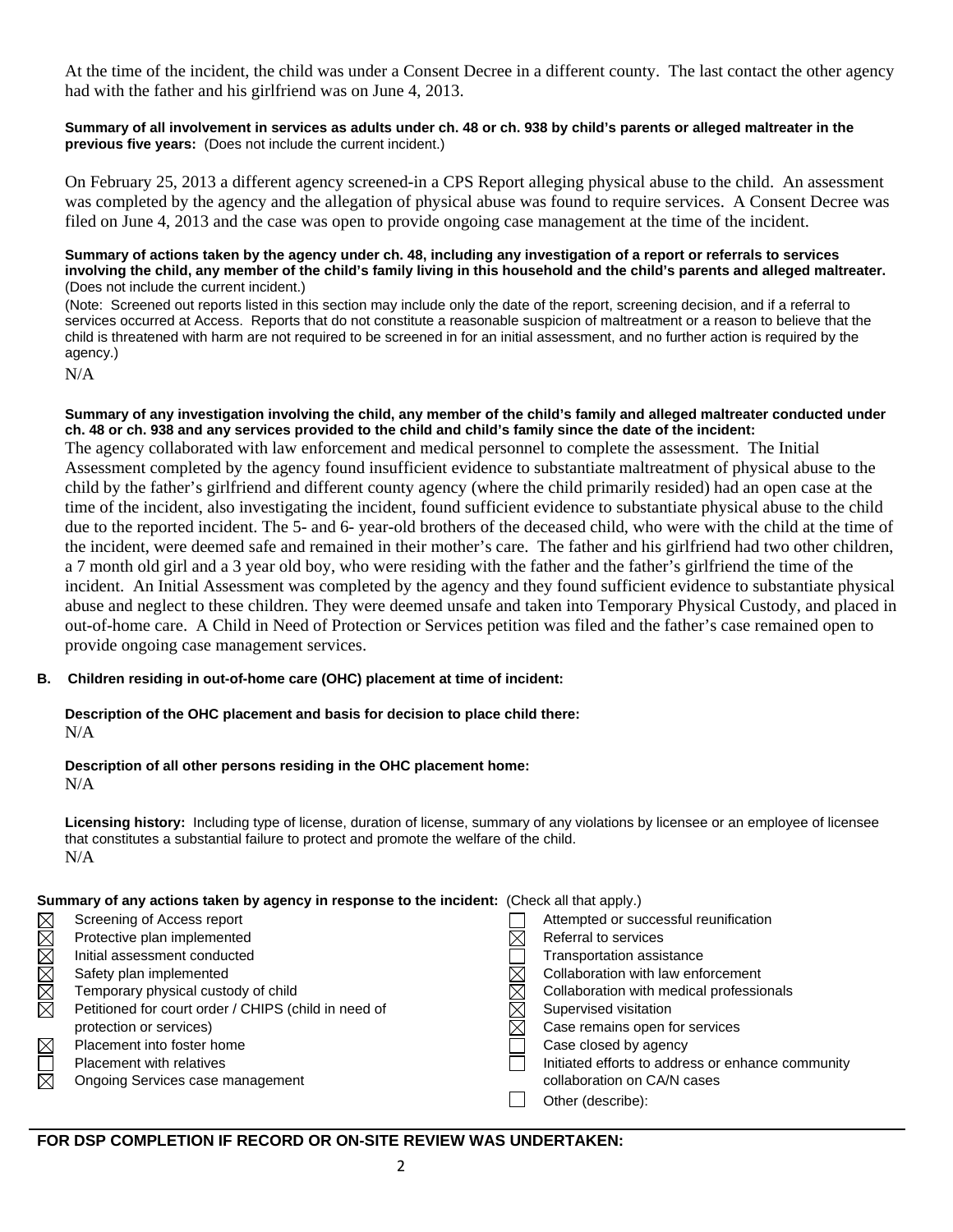At the time of the incident, the child was under a Consent Decree in a different county. The last contact the other agency had with the father and his girlfriend was on June 4, 2013.

**Summary of all involvement in services as adults under ch. 48 or ch. 938 by child's parents or alleged maltreater in the previous five years:** (Does not include the current incident.)

On February 25, 2013 a different agency screened-in a CPS Report alleging physical abuse to the child. An assessment was completed by the agency and the allegation of physical abuse was found to require services. A Consent Decree was filed on June 4, 2013 and the case was open to provide ongoing case management at the time of the incident.

**Summary of actions taken by the agency under ch. 48, including any investigation of a report or referrals to services involving the child, any member of the child's family living in this household and the child's parents and alleged maltreater.** (Does not include the current incident.)

(Note: Screened out reports listed in this section may include only the date of the report, screening decision, and if a referral to services occurred at Access. Reports that do not constitute a reasonable suspicion of maltreatment or a reason to believe that the child is threatened with harm are not required to be screened in for an initial assessment, and no further action is required by the agency.)

N/A

**Summary of any investigation involving the child, any member of the child's family and alleged maltreater conducted under ch. 48 or ch. 938 and any services provided to the child and child's family since the date of the incident:**

The agency collaborated with law enforcement and medical personnel to complete the assessment. The Initial Assessment completed by the agency found insufficient evidence to substantiate maltreatment of physical abuse to the child by the father's girlfriend and different county agency (where the child primarily resided) had an open case at the time of the incident, also investigating the incident, found sufficient evidence to substantiate physical abuse to the child due to the reported incident. The 5- and 6- year-old brothers of the deceased child, who were with the child at the time of the incident, were deemed safe and remained in their mother's care. The father and his girlfriend had two other children, a 7 month old girl and a 3 year old boy, who were residing with the father and the father's girlfriend the time of the incident. An Initial Assessment was completed by the agency and they found sufficient evidence to substantiate physical abuse and neglect to these children. They were deemed unsafe and taken into Temporary Physical Custody, and placed in out-of-home care. A Child in Need of Protection or Services petition was filed and the father's case remained open to provide ongoing case management services.

**B. Children residing in out-of-home care (OHC) placement at time of incident:**

**Description of the OHC placement and basis for decision to place child there:**

N/A

**Description of all other persons residing in the OHC placement home:**

N/A

**Licensing history:** Including type of license, duration of license, summary of any violations by licensee or an employee of licensee that constitutes a substantial failure to protect and promote the welfare of the child.

N/A

**Summary of any actions taken by agency in response to the incident:** (Check all that apply.)

- ☒ Screening of Access report
- ☒ Protective plan implemented
- ☒ Initial assessment conducted
- ☒ Safety plan implemented
- ☒ Temporary physical custody of child
- ☒ Petitioned for court order / CHIPS (child in need of protection or services)
- ☒ Placement into foster home
- ☐ Placement with relatives
- ☒ Ongoing Services case management
- ☐ Attempted or successful reunification
- ☒ Referral to services
- ☐ Transportation assistance
- ☒ Collaboration with law enforcement
- ☒ Collaboration with medical professionals
- ☒ Supervised visitation
- ☒ Case remains open for services
- ☐ Case closed by agency
- ☐ Initiated efforts to address or enhance community collaboration on CA/N cases
- ☐ Other (describe):

**FOR DSP COMPLETION IF RECORD OR ON-SITE REVIEW WAS UNDERTAKEN:**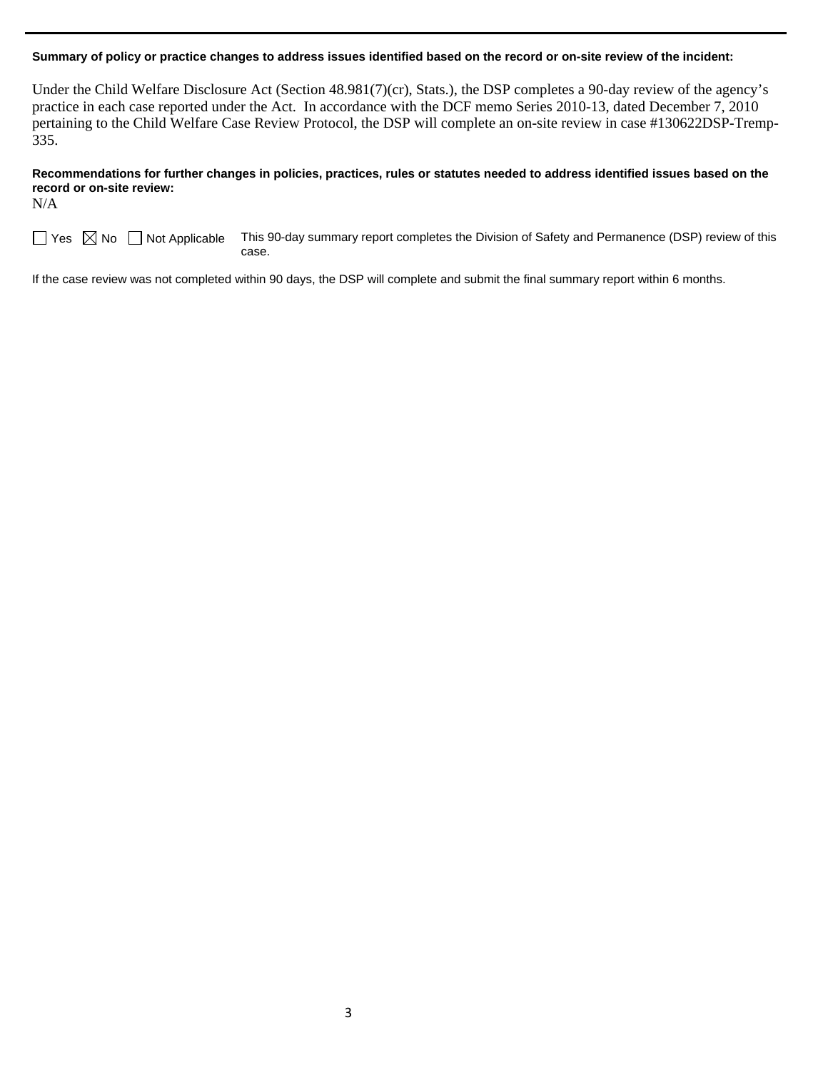**Summary of policy or practice changes to address issues identified based on the record or on-site review of the incident:**

Under the Child Welfare Disclosure Act (Section 48.981(7)(cr), Stats.), the DSP completes a 90-day review of the agency's practice in each case reported under the Act. In accordance with the DCF memo Series 2010-13, dated December 7, 2010 pertaining to the Child Welfare Case Review Protocol, the DSP will complete an on-site review in case #130622DSP-Tremp-335.

**Recommendations for further changes in policies, practices, rules or statutes needed to address identified issues based on the record or on-site review:**

N/A

☐ Yes ☒ No ☐ Not Applicable — This 90-day summary report completes the Division of Safety and Permanence (DSP) review of this case.

If the case review was not completed within 90 days, the DSP will complete and submit the final summary report within 6 months.